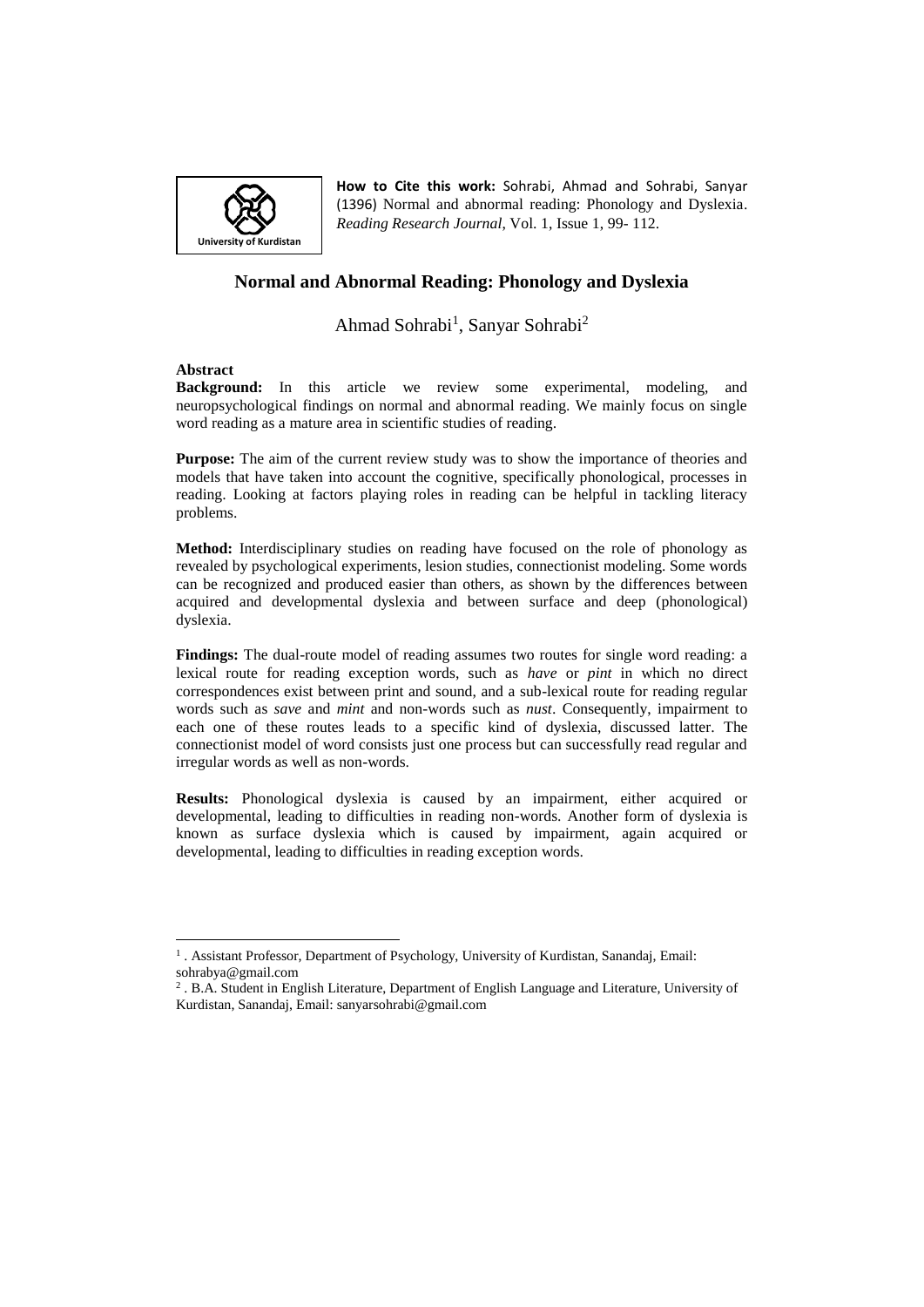University of Kurdistan

**How to Cite this work:** Sohrabi, Ahmad and Sohrabi, Sanyar (1396) Normal and abnormal reading: Phonology and Dyslexia. *Reading Research Journal*, Vol. 1, Issue 1, 99- 112.

# Normal and Abnormal Reading: Phonology and Dyslexia

Ahmad Sohrabi[1], Sanyar Sohrabi[2]

**Abstract**

**Background:** In this article we review some experimental, modeling, and neuropsychological findings on normal and abnormal reading. We mainly focus on single word reading as a mature area in scientific studies of reading.

**Purpose:** The aim of the current review study was to show the importance of theories and models that have taken into account the cognitive, specifically phonological, processes in reading. Looking at factors playing roles in reading can be helpful in tackling literacy problems.

**Method:** Interdisciplinary studies on reading have focused on the role of phonology as revealed by psychological experiments, lesion studies, connectionist modeling. Some words can be recognized and produced easier than others, as shown by the differences between acquired and developmental dyslexia and between surface and deep (phonological) dyslexia.

**Findings:** The dual-route model of reading assumes two routes for single word reading: a lexical route for reading exception words, such as *have* or *pint* in which no direct correspondences exist between print and sound, and a sub-lexical route for reading regular words such as *save* and *mint* and non-words such as *nust*. Consequently, impairment to each one of these routes leads to a specific kind of dyslexia, discussed latter. The connectionist model of word consists just one process but can successfully read regular and irregular words as well as non-words.

**Results:** Phonological dyslexia is caused by an impairment, either acquired or developmental, leading to difficulties in reading non-words. Another form of dyslexia is known as surface dyslexia which is caused by impairment, again acquired or developmental, leading to difficulties in reading exception words.

---

[1] . Assistant Professor, Department of Psychology, University of Kurdistan, Sanandaj, Email: sohrabya@gmail.com

[2] . B.A. Student in English Literature, Department of English Language and Literature, University of Kurdistan, Sanandaj, Email: sanyarsohrabi@gmail.com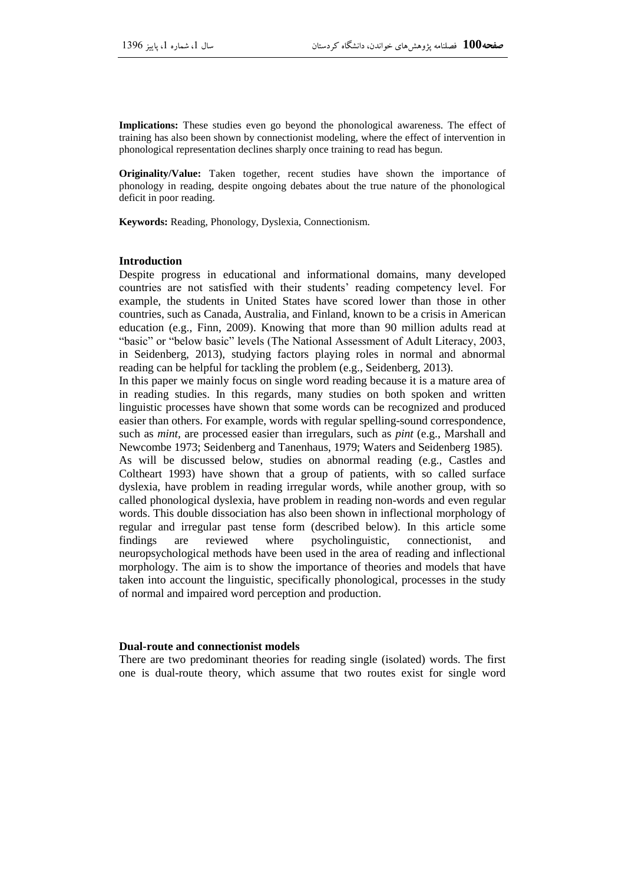**Implications:** These studies even go beyond the phonological awareness. The effect of training has also been shown by connectionist modeling, where the effect of intervention in phonological representation declines sharply once training to read has begun.

**Originality/Value:** Taken together, recent studies have shown the importance of phonology in reading, despite ongoing debates about the true nature of the phonological deficit in poor reading.

**Keywords:** Reading, Phonology, Dyslexia, Connectionism.

## Introduction

Despite progress in educational and informational domains, many developed countries are not satisfied with their students' reading competency level. For example, the students in United States have scored lower than those in other countries, such as Canada, Australia, and Finland, known to be a crisis in American education (e.g., Finn, 2009). Knowing that more than 90 million adults read at "basic" or "below basic" levels (The National Assessment of Adult Literacy, 2003, in Seidenberg, 2013), studying factors playing roles in normal and abnormal reading can be helpful for tackling the problem (e.g., Seidenberg, 2013).

In this paper we mainly focus on single word reading because it is a mature area of in reading studies. In this regards, many studies on both spoken and written linguistic processes have shown that some words can be recognized and produced easier than others. For example, words with regular spelling-sound correspondence, such as *mint*, are processed easier than irregulars, such as *pint* (e.g., Marshall and Newcombe 1973; Seidenberg and Tanenhaus, 1979; Waters and Seidenberg 1985).

As will be discussed below, studies on abnormal reading (e.g., Castles and Coltheart 1993) have shown that a group of patients, with so called surface dyslexia, have problem in reading irregular words, while another group, with so called phonological dyslexia, have problem in reading non-words and even regular words. This double dissociation has also been shown in inflectional morphology of regular and irregular past tense form (described below). In this article some findings are reviewed where psycholinguistic, connectionist, and neuropsychological methods have been used in the area of reading and inflectional morphology. The aim is to show the importance of theories and models that have taken into account the linguistic, specifically phonological, processes in the study of normal and impaired word perception and production.

## Dual-route and connectionist models

There are two predominant theories for reading single (isolated) words. The first one is dual-route theory, which assume that two routes exist for single word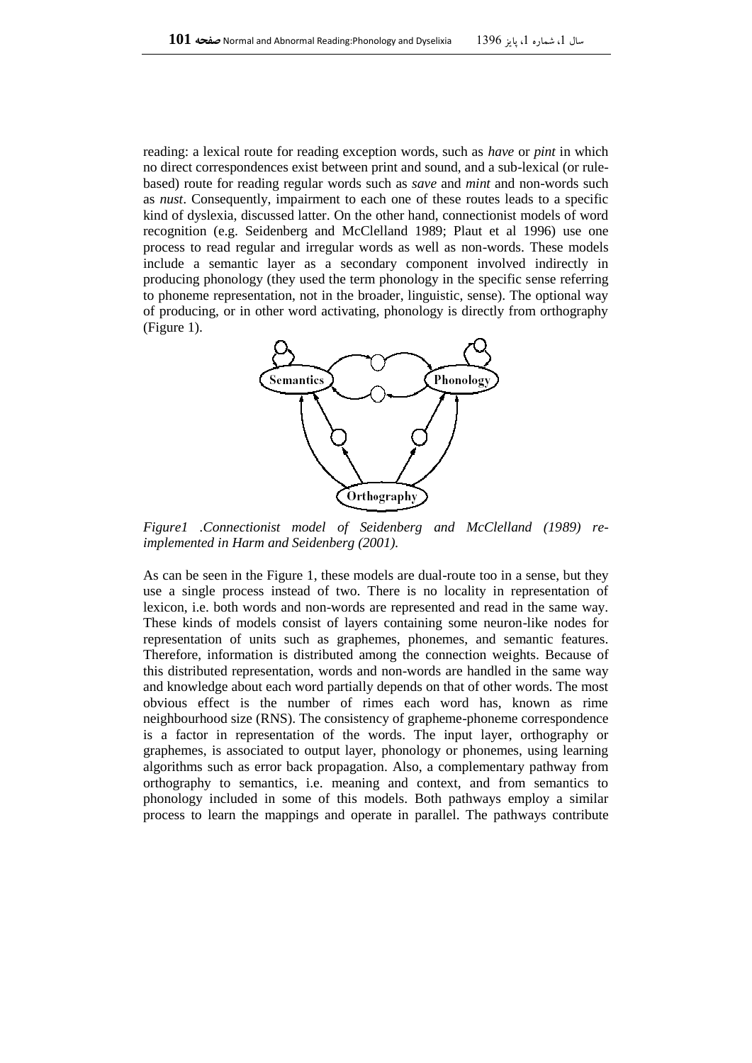reading: a lexical route for reading exception words, such as *have* or *pint* in which no direct correspondences exist between print and sound, and a sub-lexical (or rule-based) route for reading regular words such as *save* and *mint* and non-words such as *nust*. Consequently, impairment to each one of these routes leads to a specific kind of dyslexia, discussed latter. On the other hand, connectionist models of word recognition (e.g. Seidenberg and McClelland 1989; Plaut et al 1996) use one process to read regular and irregular words as well as non-words. These models include a semantic layer as a secondary component involved indirectly in producing phonology (they used the term phonology in the specific sense referring to phoneme representation, not in the broader, linguistic, sense). The optional way of producing, or in other word activating, phonology is directly from orthography (Figure 1).

*Figure1 .Connectionist model of Seidenberg and McClelland (1989) re-implemented in Harm and Seidenberg (2001).*

As can be seen in the Figure 1, these models are dual-route too in a sense, but they use a single process instead of two. There is no locality in representation of lexicon, i.e. both words and non-words are represented and read in the same way. These kinds of models consist of layers containing some neuron-like nodes for representation of units such as graphemes, phonemes, and semantic features. Therefore, information is distributed among the connection weights. Because of this distributed representation, words and non-words are handled in the same way and knowledge about each word partially depends on that of other words. The most obvious effect is the number of rimes each word has, known as rime neighbourhood size (RNS). The consistency of grapheme-phoneme correspondence is a factor in representation of the words. The input layer, orthography or graphemes, is associated to output layer, phonology or phonemes, using learning algorithms such as error back propagation. Also, a complementary pathway from orthography to semantics, i.e. meaning and context, and from semantics to phonology included in some of this models. Both pathways employ a similar process to learn the mappings and operate in parallel. The pathways contribute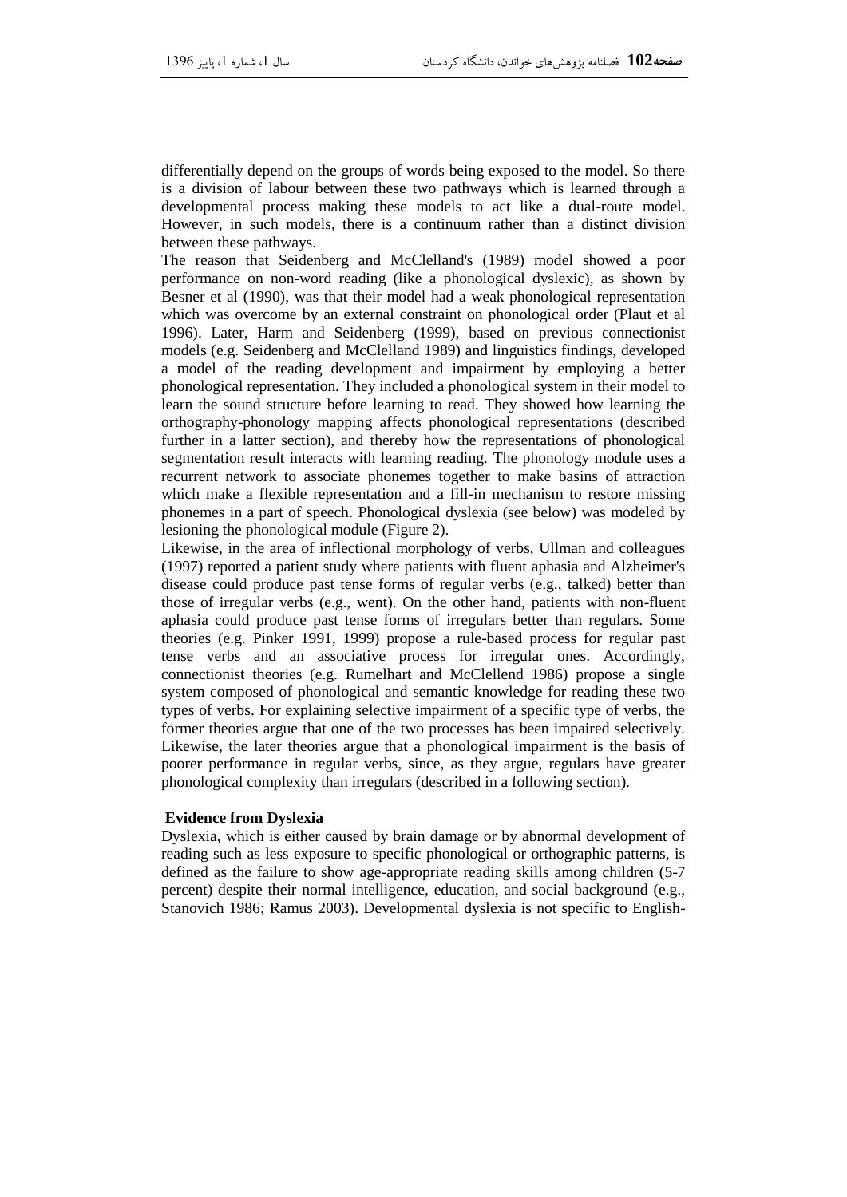differentially depend on the groups of words being exposed to the model. So there is a division of labour between these two pathways which is learned through a developmental process making these models to act like a dual-route model. However, in such models, there is a continuum rather than a distinct division between these pathways.

The reason that Seidenberg and McClelland's (1989) model showed a poor performance on non-word reading (like a phonological dyslexic), as shown by Besner et al (1990), was that their model had a weak phonological representation which was overcome by an external constraint on phonological order (Plaut et al 1996). Later, Harm and Seidenberg (1999), based on previous connectionist models (e.g. Seidenberg and McClelland 1989) and linguistics findings, developed a model of the reading development and impairment by employing a better phonological representation. They included a phonological system in their model to learn the sound structure before learning to read. They showed how learning the orthography-phonology mapping affects phonological representations (described further in a latter section), and thereby how the representations of phonological segmentation result interacts with learning reading. The phonology module uses a recurrent network to associate phonemes together to make basins of attraction which make a flexible representation and a fill-in mechanism to restore missing phonemes in a part of speech. Phonological dyslexia (see below) was modeled by lesioning the phonological module (Figure 2).

Likewise, in the area of inflectional morphology of verbs, Ullman and colleagues (1997) reported a patient study where patients with fluent aphasia and Alzheimer's disease could produce past tense forms of regular verbs (e.g., talked) better than those of irregular verbs (e.g., went). On the other hand, patients with non-fluent aphasia could produce past tense forms of irregulars better than regulars. Some theories (e.g. Pinker 1991, 1999) propose a rule-based process for regular past tense verbs and an associative process for irregular ones. Accordingly, connectionist theories (e.g. Rumelhart and McClellend 1986) propose a single system composed of phonological and semantic knowledge for reading these two types of verbs. For explaining selective impairment of a specific type of verbs, the former theories argue that one of the two processes has been impaired selectively. Likewise, the later theories argue that a phonological impairment is the basis of poorer performance in regular verbs, since, as they argue, regulars have greater phonological complexity than irregulars (described in a following section).

**Evidence from Dyslexia**

Dyslexia, which is either caused by brain damage or by abnormal development of reading such as less exposure to specific phonological or orthographic patterns, is defined as the failure to show age-appropriate reading skills among children (5-7 percent) despite their normal intelligence, education, and social background (e.g., Stanovich 1986; Ramus 2003). Developmental dyslexia is not specific to English-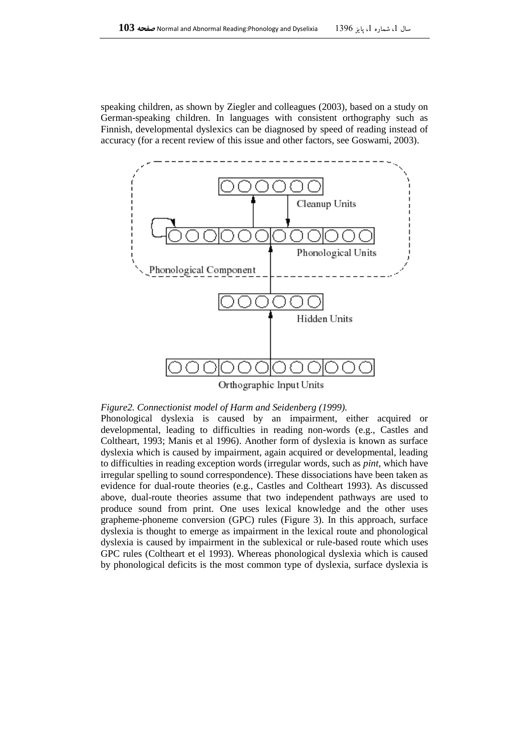speaking children, as shown by Ziegler and colleagues (2003), based on a study on German-speaking children. In languages with consistent orthography such as Finnish, developmental dyslexics can be diagnosed by speed of reading instead of accuracy (for a recent review of this issue and other factors, see Goswami, 2003).

*Figure2. Connectionist model of Harm and Seidenberg (1999).*

Phonological dyslexia is caused by an impairment, either acquired or developmental, leading to difficulties in reading non-words (e.g., Castles and Coltheart, 1993; Manis et al 1996). Another form of dyslexia is known as surface dyslexia which is caused by impairment, again acquired or developmental, leading to difficulties in reading exception words (irregular words, such as *pint*, which have irregular spelling to sound correspondence). These dissociations have been taken as evidence for dual-route theories (e.g., Castles and Coltheart 1993). As discussed above, dual-route theories assume that two independent pathways are used to produce sound from print. One uses lexical knowledge and the other uses grapheme-phoneme conversion (GPC) rules (Figure 3). In this approach, surface dyslexia is thought to emerge as impairment in the lexical route and phonological dyslexia is caused by impairment in the sublexical or rule-based route which uses GPC rules (Coltheart et el 1993). Whereas phonological dyslexia which is caused by phonological deficits is the most common type of dyslexia, surface dyslexia is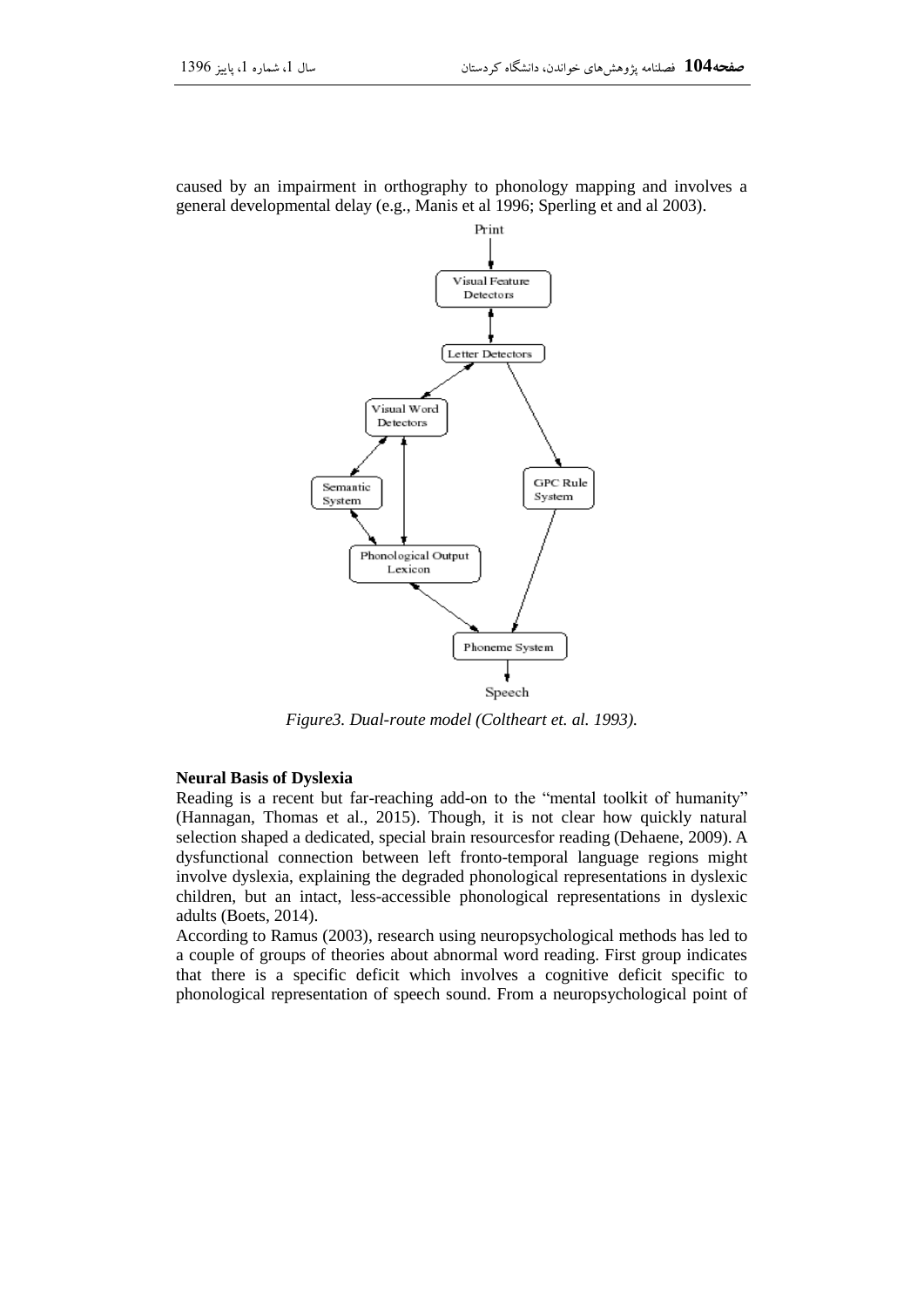caused by an impairment in orthography to phonology mapping and involves a general developmental delay (e.g., Manis et al 1996; Sperling et and al 2003).

*Figure3. Dual-route model (Coltheart et. al. 1993).*

**Neural Basis of Dyslexia**

Reading is a recent but far-reaching add-on to the "mental toolkit of humanity" (Hannagan, Thomas et al., 2015). Though, it is not clear how quickly natural selection shaped a dedicated, special brain resourcesfor reading (Dehaene, 2009). A dysfunctional connection between left fronto-temporal language regions might involve dyslexia, explaining the degraded phonological representations in dyslexic children, but an intact, less-accessible phonological representations in dyslexic adults (Boets, 2014).

According to Ramus (2003), research using neuropsychological methods has led to a couple of groups of theories about abnormal word reading. First group indicates that there is a specific deficit which involves a cognitive deficit specific to phonological representation of speech sound. From a neuropsychological point of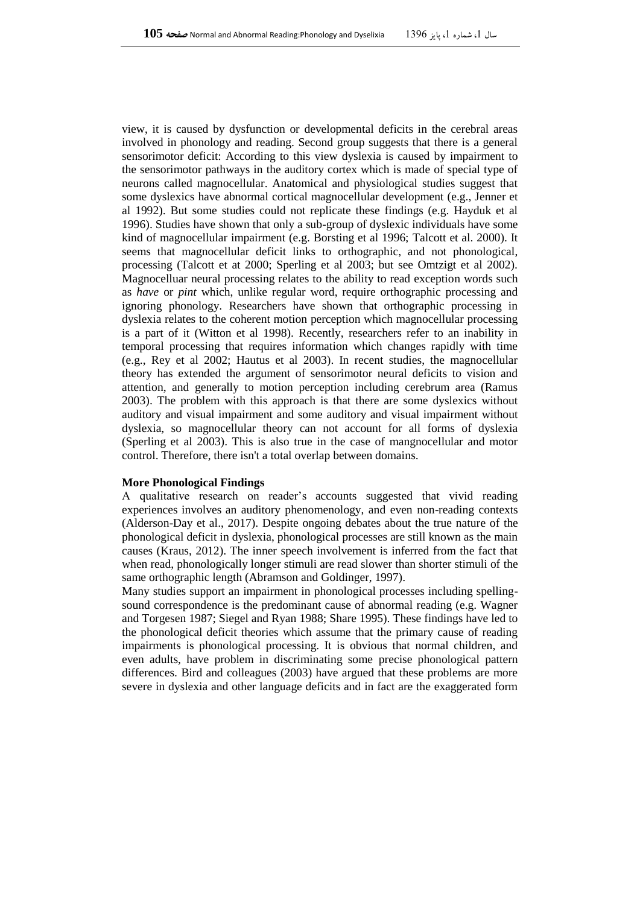view, it is caused by dysfunction or developmental deficits in the cerebral areas involved in phonology and reading. Second group suggests that there is a general sensorimotor deficit: According to this view dyslexia is caused by impairment to the sensorimotor pathways in the auditory cortex which is made of special type of neurons called magnocellular. Anatomical and physiological studies suggest that some dyslexics have abnormal cortical magnocellular development (e.g., Jenner et al 1992). But some studies could not replicate these findings (e.g. Hayduk et al 1996). Studies have shown that only a sub-group of dyslexic individuals have some kind of magnocellular impairment (e.g. Borsting et al 1996; Talcott et al. 2000). It seems that magnocellular deficit links to orthographic, and not phonological, processing (Talcott et at 2000; Sperling et al 2003; but see Omtzigt et al 2002). Magnocelluar neural processing relates to the ability to read exception words such as *have* or *pint* which, unlike regular word, require orthographic processing and ignoring phonology. Researchers have shown that orthographic processing in dyslexia relates to the coherent motion perception which magnocellular processing is a part of it (Witton et al 1998). Recently, researchers refer to an inability in temporal processing that requires information which changes rapidly with time (e.g., Rey et al 2002; Hautus et al 2003). In recent studies, the magnocellular theory has extended the argument of sensorimotor neural deficits to vision and attention, and generally to motion perception including cerebrum area (Ramus 2003). The problem with this approach is that there are some dyslexics without auditory and visual impairment and some auditory and visual impairment without dyslexia, so magnocellular theory can not account for all forms of dyslexia (Sperling et al 2003). This is also true in the case of mangnocellular and motor control. Therefore, there isn't a total overlap between domains.

**More Phonological Findings**

A qualitative research on reader's accounts suggested that vivid reading experiences involves an auditory phenomenology, and even non-reading contexts (Alderson-Day et al., 2017). Despite ongoing debates about the true nature of the phonological deficit in dyslexia, phonological processes are still known as the main causes (Kraus, 2012). The inner speech involvement is inferred from the fact that when read, phonologically longer stimuli are read slower than shorter stimuli of the same orthographic length (Abramson and Goldinger, 1997).

Many studies support an impairment in phonological processes including spelling-sound correspondence is the predominant cause of abnormal reading (e.g. Wagner and Torgesen 1987; Siegel and Ryan 1988; Share 1995). These findings have led to the phonological deficit theories which assume that the primary cause of reading impairments is phonological processing. It is obvious that normal children, and even adults, have problem in discriminating some precise phonological pattern differences. Bird and colleagues (2003) have argued that these problems are more severe in dyslexia and other language deficits and in fact are the exaggerated form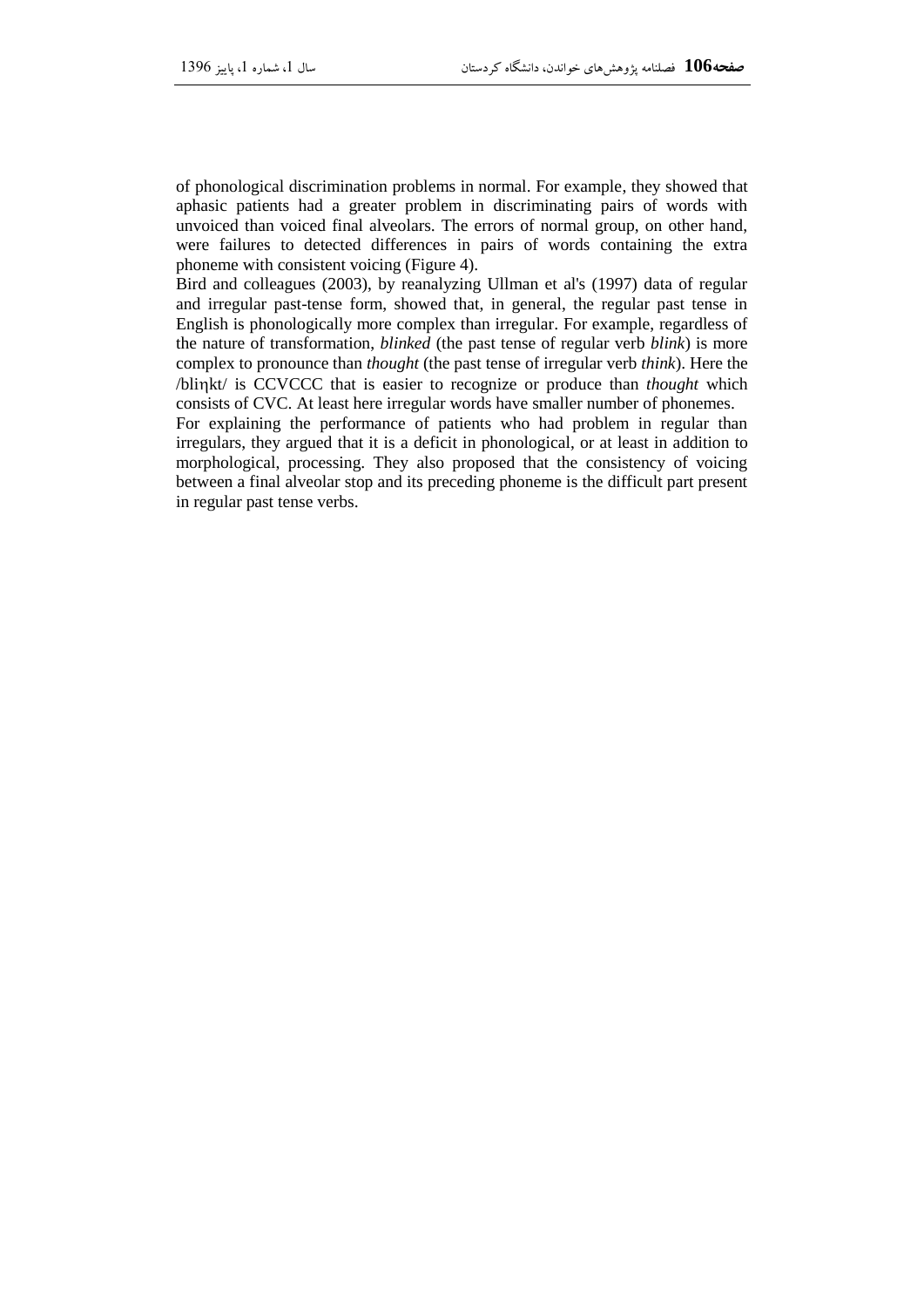of phonological discrimination problems in normal. For example, they showed that aphasic patients had a greater problem in discriminating pairs of words with unvoiced than voiced final alveolars. The errors of normal group, on other hand, were failures to detected differences in pairs of words containing the extra phoneme with consistent voicing (Figure 4).

Bird and colleagues (2003), by reanalyzing Ullman et al's (1997) data of regular and irregular past-tense form, showed that, in general, the regular past tense in English is phonologically more complex than irregular. For example, regardless of the nature of transformation, *blinked* (the past tense of regular verb *blink*) is more complex to pronounce than *thought* (the past tense of irregular verb *think*). Here the /bliŋkt/ is CCVCCC that is easier to recognize or produce than *thought* which consists of CVC. At least here irregular words have smaller number of phonemes.

For explaining the performance of patients who had problem in regular than irregulars, they argued that it is a deficit in phonological, or at least in addition to morphological, processing. They also proposed that the consistency of voicing between a final alveolar stop and its preceding phoneme is the difficult part present in regular past tense verbs.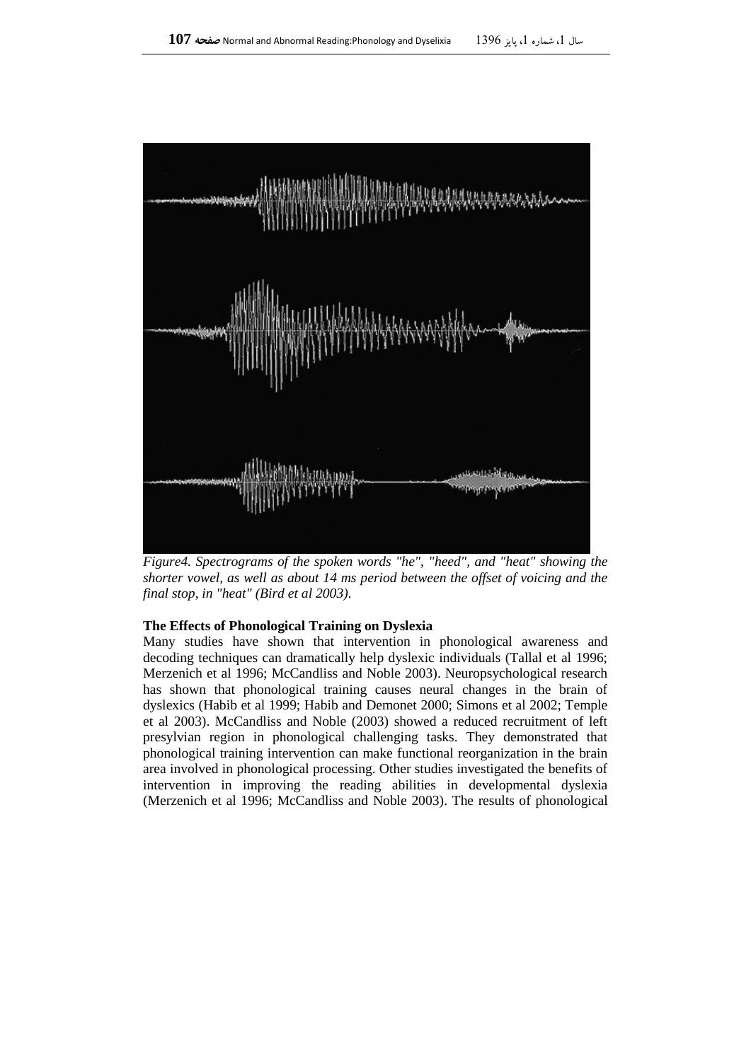*Figure4. Spectrograms of the spoken words "he", "heed", and "heat" showing the shorter vowel, as well as about 14 ms period between the offset of voicing and the final stop, in "heat" (Bird et al 2003).*

**The Effects of Phonological Training on Dyslexia**

Many studies have shown that intervention in phonological awareness and decoding techniques can dramatically help dyslexic individuals (Tallal et al 1996; Merzenich et al 1996; McCandliss and Noble 2003). Neuropsychological research has shown that phonological training causes neural changes in the brain of dyslexics (Habib et al 1999; Habib and Demonet 2000; Simons et al 2002; Temple et al 2003). McCandliss and Noble (2003) showed a reduced recruitment of left presylvian region in phonological challenging tasks. They demonstrated that phonological training intervention can make functional reorganization in the brain area involved in phonological processing. Other studies investigated the benefits of intervention in improving the reading abilities in developmental dyslexia (Merzenich et al 1996; McCandliss and Noble 2003). The results of phonological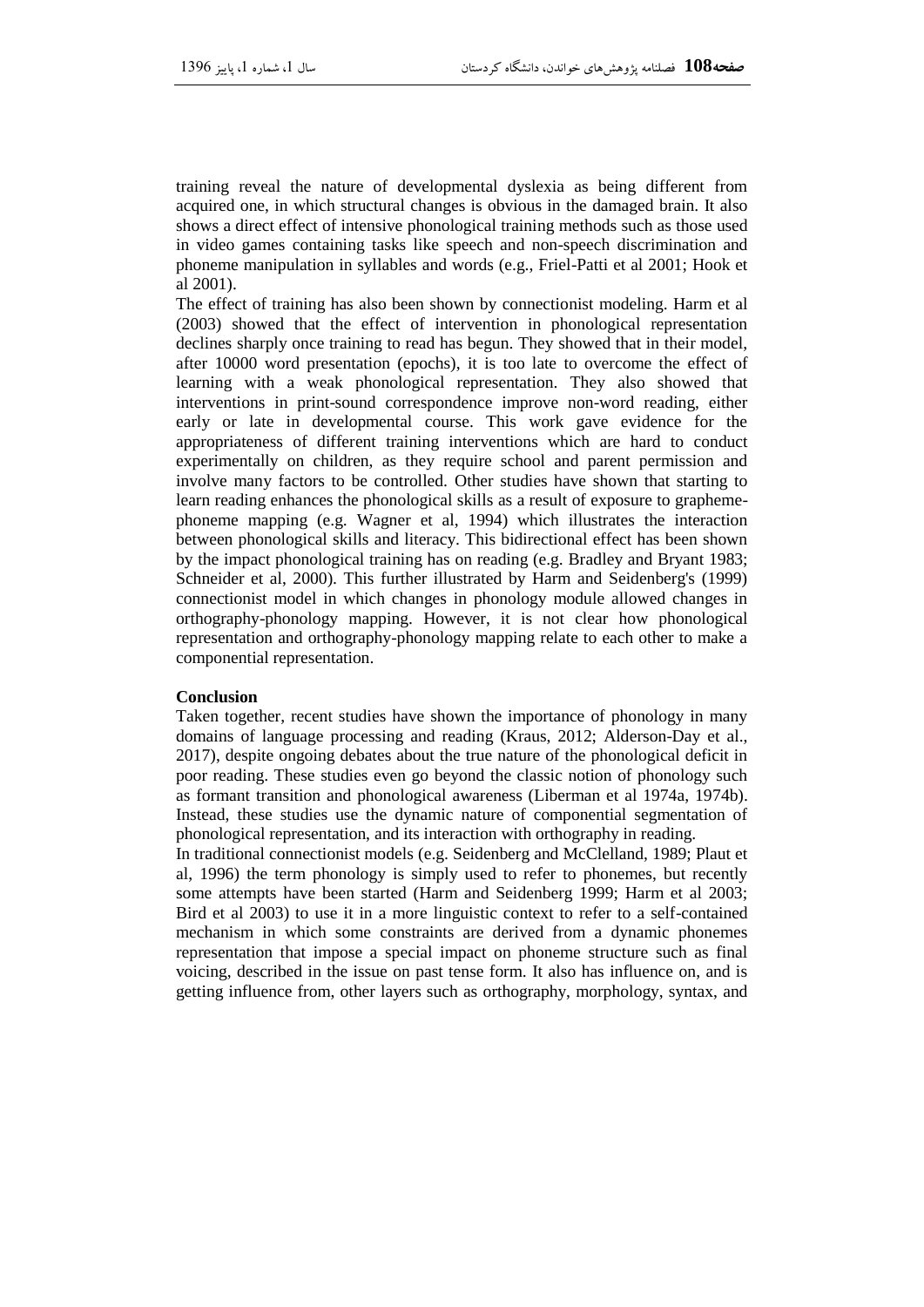training reveal the nature of developmental dyslexia as being different from acquired one, in which structural changes is obvious in the damaged brain. It also shows a direct effect of intensive phonological training methods such as those used in video games containing tasks like speech and non-speech discrimination and phoneme manipulation in syllables and words (e.g., Friel-Patti et al 2001; Hook et al 2001).

The effect of training has also been shown by connectionist modeling. Harm et al (2003) showed that the effect of intervention in phonological representation declines sharply once training to read has begun. They showed that in their model, after 10000 word presentation (epochs), it is too late to overcome the effect of learning with a weak phonological representation. They also showed that interventions in print-sound correspondence improve non-word reading, either early or late in developmental course. This work gave evidence for the appropriateness of different training interventions which are hard to conduct experimentally on children, as they require school and parent permission and involve many factors to be controlled. Other studies have shown that starting to learn reading enhances the phonological skills as a result of exposure to grapheme-phoneme mapping (e.g. Wagner et al, 1994) which illustrates the interaction between phonological skills and literacy. This bidirectional effect has been shown by the impact phonological training has on reading (e.g. Bradley and Bryant 1983; Schneider et al, 2000). This further illustrated by Harm and Seidenberg's (1999) connectionist model in which changes in phonology module allowed changes in orthography-phonology mapping. However, it is not clear how phonological representation and orthography-phonology mapping relate to each other to make a componential representation.

**Conclusion**

Taken together, recent studies have shown the importance of phonology in many domains of language processing and reading (Kraus, 2012; Alderson-Day et al., 2017), despite ongoing debates about the true nature of the phonological deficit in poor reading. These studies even go beyond the classic notion of phonology such as formant transition and phonological awareness (Liberman et al 1974a, 1974b). Instead, these studies use the dynamic nature of componential segmentation of phonological representation, and its interaction with orthography in reading.

In traditional connectionist models (e.g. Seidenberg and McClelland, 1989; Plaut et al, 1996) the term phonology is simply used to refer to phonemes, but recently some attempts have been started (Harm and Seidenberg 1999; Harm et al 2003; Bird et al 2003) to use it in a more linguistic context to refer to a self-contained mechanism in which some constraints are derived from a dynamic phonemes representation that impose a special impact on phoneme structure such as final voicing, described in the issue on past tense form. It also has influence on, and is getting influence from, other layers such as orthography, morphology, syntax, and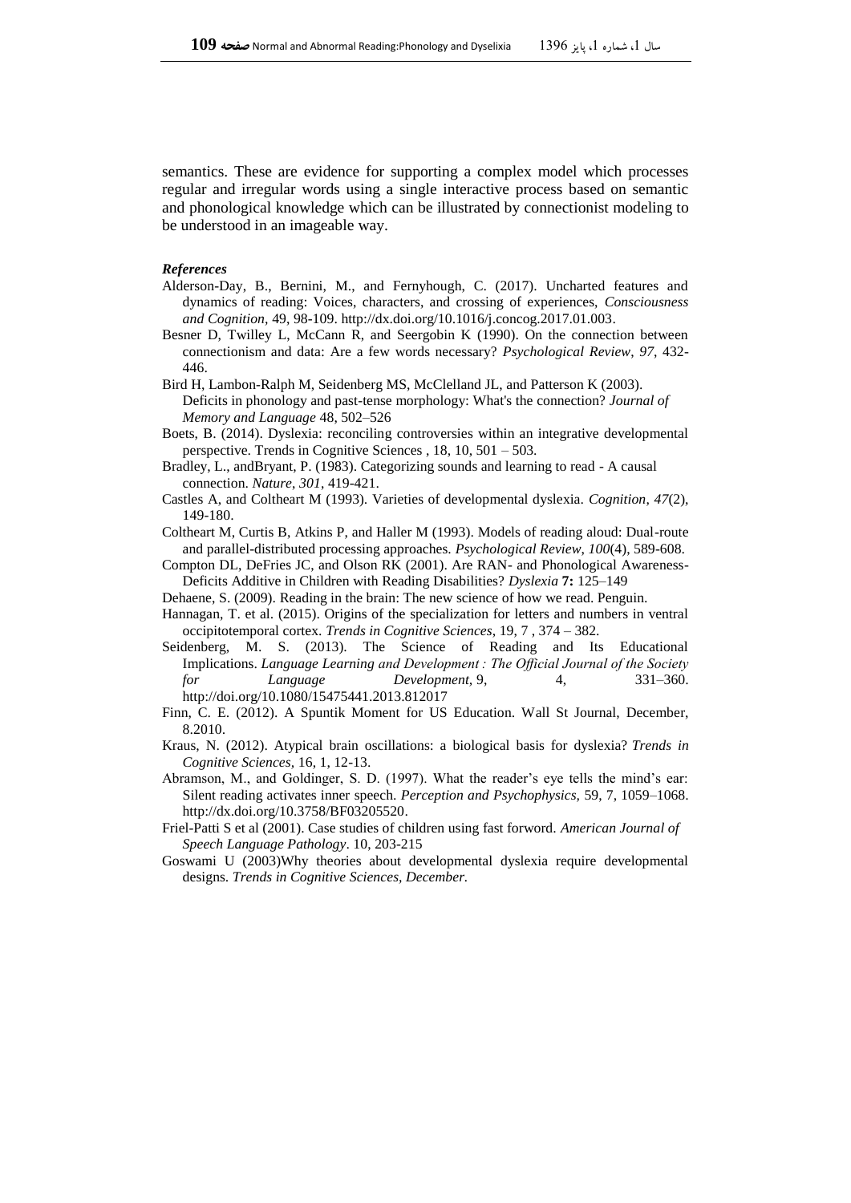semantics. These are evidence for supporting a complex model which processes regular and irregular words using a single interactive process based on semantic and phonological knowledge which can be illustrated by connectionist modeling to be understood in an imageable way.

***References***

Alderson-Day, B., Bernini, M., and Fernyhough, C. (2017). Uncharted features and dynamics of reading: Voices, characters, and crossing of experiences, *Consciousness and Cognition*, 49, 98-109. http://dx.doi.org/10.1016/j.concog.2017.01.003.

Besner D, Twilley L, McCann R, and Seergobin K (1990). On the connection between connectionism and data: Are a few words necessary? *Psychological Review*, *97*, 432-446.

Bird H, Lambon-Ralph M, Seidenberg MS, McClelland JL, and Patterson K (2003). Deficits in phonology and past-tense morphology: What's the connection? *Journal of Memory and Language* 48, 502–526

Boets, B. (2014). Dyslexia: reconciling controversies within an integrative developmental perspective. Trends in Cognitive Sciences , 18, 10, 501 – 503.

Bradley, L., andBryant, P. (1983). Categorizing sounds and learning to read - A causal connection. *Nature*, *301*, 419-421.

Castles A, and Coltheart M (1993). Varieties of developmental dyslexia. *Cognition*, *47*(2), 149-180.

Coltheart M, Curtis B, Atkins P, and Haller M (1993). Models of reading aloud: Dual-route and parallel-distributed processing approaches. *Psychological Review*, *100*(4), 589-608.

Compton DL, DeFries JC, and Olson RK (2001). Are RAN- and Phonological Awareness-Deficits Additive in Children with Reading Disabilities? *Dyslexia* **7:** 125–149

Dehaene, S. (2009). Reading in the brain: The new science of how we read. Penguin.

Hannagan, T. et al. (2015). Origins of the specialization for letters and numbers in ventral occipitotemporal cortex. *Trends in Cognitive Sciences*, 19, 7 , 374 – 382.

Seidenberg, M. S. (2013). The Science of Reading and Its Educational Implications. *Language Learning and Development : The Official Journal of the Society for Language Development*, 9, 4, 331–360. http://doi.org/10.1080/15475441.2013.812017

Finn, C. E. (2012). A Spuntik Moment for US Education. Wall St Journal, December, 8.2010.

Kraus, N. (2012). Atypical brain oscillations: a biological basis for dyslexia? *Trends in Cognitive Sciences*, 16, 1, 12-13.

Abramson, M., and Goldinger, S. D. (1997). What the reader's eye tells the mind's ear: Silent reading activates inner speech. *Perception and Psychophysics*, 59, 7, 1059–1068. http://dx.doi.org/10.3758/BF03205520.

Friel-Patti S et al (2001). Case studies of children using fast forword. *American Journal of Speech Language Pathology*. 10, 203-215

Goswami U (2003)Why theories about developmental dyslexia require developmental designs. *Trends in Cognitive Sciences, December.*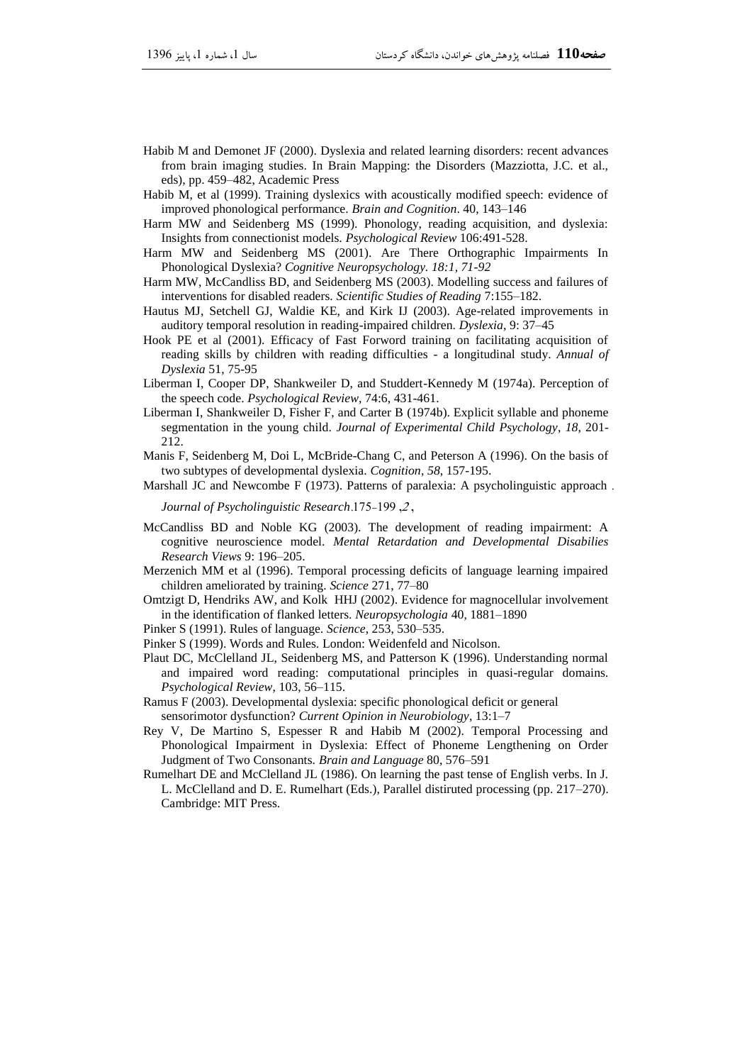Habib M and Demonet JF (2000). Dyslexia and related learning disorders: recent advances from brain imaging studies. In Brain Mapping: the Disorders (Mazziotta, J.C. et al., eds), pp. 459–482, Academic Press

Habib M, et al (1999). Training dyslexics with acoustically modified speech: evidence of improved phonological performance. *Brain and Cognition*. 40, 143–146

Harm MW and Seidenberg MS (1999). Phonology, reading acquisition, and dyslexia: Insights from connectionist models. *Psychological Review* 106:491-528.

Harm MW and Seidenberg MS (2001). Are There Orthographic Impairments In Phonological Dyslexia? *Cognitive Neuropsychology. 18:1, 71-92*

Harm MW, McCandliss BD, and Seidenberg MS (2003). Modelling success and failures of interventions for disabled readers. *Scientific Studies of Reading* 7:155–182.

Hautus MJ, Setchell GJ, Waldie KE, and Kirk IJ (2003). Age-related improvements in auditory temporal resolution in reading-impaired children. *Dyslexia*, 9: 37–45

Hook PE et al (2001). Efficacy of Fast Forword training on facilitating acquisition of reading skills by children with reading difficulties - a longitudinal study. *Annual of Dyslexia* 51, 75-95

Liberman I, Cooper DP, Shankweiler D, and Studdert-Kennedy M (1974a). Perception of the speech code. *Psychological Review*, 74:6, 431-461.

Liberman I, Shankweiler D, Fisher F, and Carter B (1974b). Explicit syllable and phoneme segmentation in the young child. *Journal of Experimental Child Psychology*, *18*, 201-212.

Manis F, Seidenberg M, Doi L, McBride-Chang C, and Peterson A (1996). On the basis of two subtypes of developmental dyslexia. *Cognition*, *58*, 157-195.

Marshall JC and Newcombe F (1973). Patterns of paralexia: A psycholinguistic approach. *Journal of Psycholinguistic Research*, *2*, 175-199.

McCandliss BD and Noble KG (2003). The development of reading impairment: A cognitive neuroscience model. *Mental Retardation and Developmental Disabilies Research Views* 9: 196–205.

Merzenich MM et al (1996). Temporal processing deficits of language learning impaired children ameliorated by training. *Science* 271, 77–80

Omtzigt D, Hendriks AW, and Kolk HHJ (2002). Evidence for magnocellular involvement in the identification of flanked letters. *Neuropsychologia* 40, 1881–1890

Pinker S (1991). Rules of language. *Science*, 253, 530–535.

Pinker S (1999). Words and Rules. London: Weidenfeld and Nicolson.

Plaut DC, McClelland JL, Seidenberg MS, and Patterson K (1996). Understanding normal and impaired word reading: computational principles in quasi-regular domains. *Psychological Review*, 103, 56–115.

Ramus F (2003). Developmental dyslexia: specific phonological deficit or general sensorimotor dysfunction? *Current Opinion in Neurobiology*, 13:1–7

Rey V, De Martino S, Espesser R and Habib M (2002). Temporal Processing and Phonological Impairment in Dyslexia: Effect of Phoneme Lengthening on Order Judgment of Two Consonants. *Brain and Language* 80, 576–591

Rumelhart DE and McClelland JL (1986). On learning the past tense of English verbs. In J. L. McClelland and D. E. Rumelhart (Eds.), Parallel distiruted processing (pp. 217–270). Cambridge: MIT Press.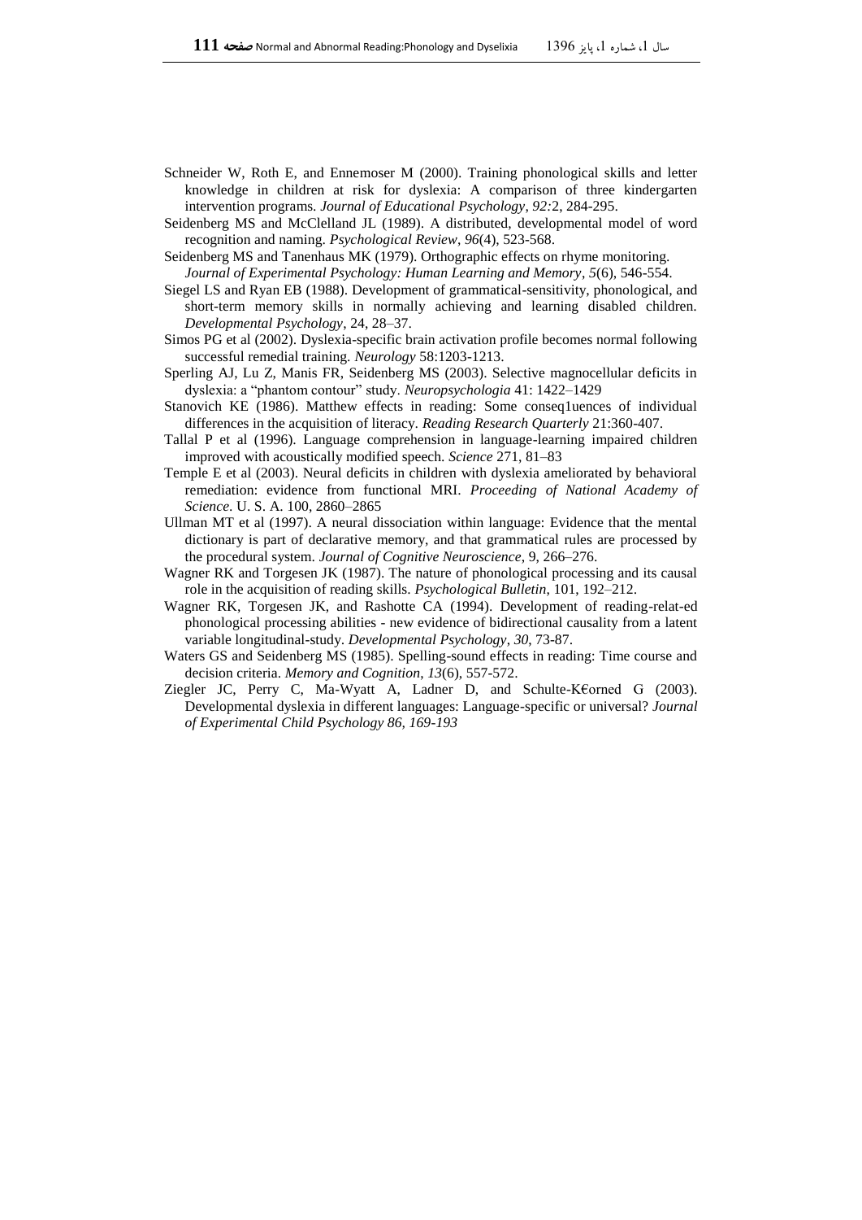Schneider W, Roth E, and Ennemoser M (2000). Training phonological skills and letter knowledge in children at risk for dyslexia: A comparison of three kindergarten intervention programs. *Journal of Educational Psychology*, *92:*2, 284-295.

Seidenberg MS and McClelland JL (1989). A distributed, developmental model of word recognition and naming. *Psychological Review*, *96*(4), 523-568.

Seidenberg MS and Tanenhaus MK (1979). Orthographic effects on rhyme monitoring. *Journal of Experimental Psychology: Human Learning and Memory*, *5*(6), 546-554.

Siegel LS and Ryan EB (1988). Development of grammatical-sensitivity, phonological, and short-term memory skills in normally achieving and learning disabled children. *Developmental Psychology*, 24, 28–37.

Simos PG et al (2002). Dyslexia-specific brain activation profile becomes normal following successful remedial training. *Neurology* 58:1203-1213.

Sperling AJ, Lu Z, Manis FR, Seidenberg MS (2003). Selective magnocellular deficits in dyslexia: a "phantom contour" study. *Neuropsychologia* 41: 1422–1429

Stanovich KE (1986). Matthew effects in reading: Some conseq1uences of individual differences in the acquisition of literacy. *Reading Research Quarterly* 21:360-407.

Tallal P et al (1996). Language comprehension in language-learning impaired children improved with acoustically modified speech. *Science* 271, 81–83

Temple E et al (2003). Neural deficits in children with dyslexia ameliorated by behavioral remediation: evidence from functional MRI. *Proceeding of National Academy of Science*. U. S. A. 100, 2860–2865

Ullman MT et al (1997). A neural dissociation within language: Evidence that the mental dictionary is part of declarative memory, and that grammatical rules are processed by the procedural system. *Journal of Cognitive Neuroscience*, 9, 266–276.

Wagner RK and Torgesen JK (1987). The nature of phonological processing and its causal role in the acquisition of reading skills. *Psychological Bulletin*, 101, 192–212.

Wagner RK, Torgesen JK, and Rashotte CA (1994). Development of reading-relat-ed phonological processing abilities - new evidence of bidirectional causality from a latent variable longitudinal-study. *Developmental Psychology*, *30*, 73-87.

Waters GS and Seidenberg MS (1985). Spelling-sound effects in reading: Time course and decision criteria. *Memory and Cognition*, *13*(6), 557-572.

Ziegler JC, Perry C, Ma-Wyatt A, Ladner D, and Schulte-K€orned G (2003). Developmental dyslexia in different languages: Language-specific or universal? *Journal of Experimental Child Psychology 86, 169-193*